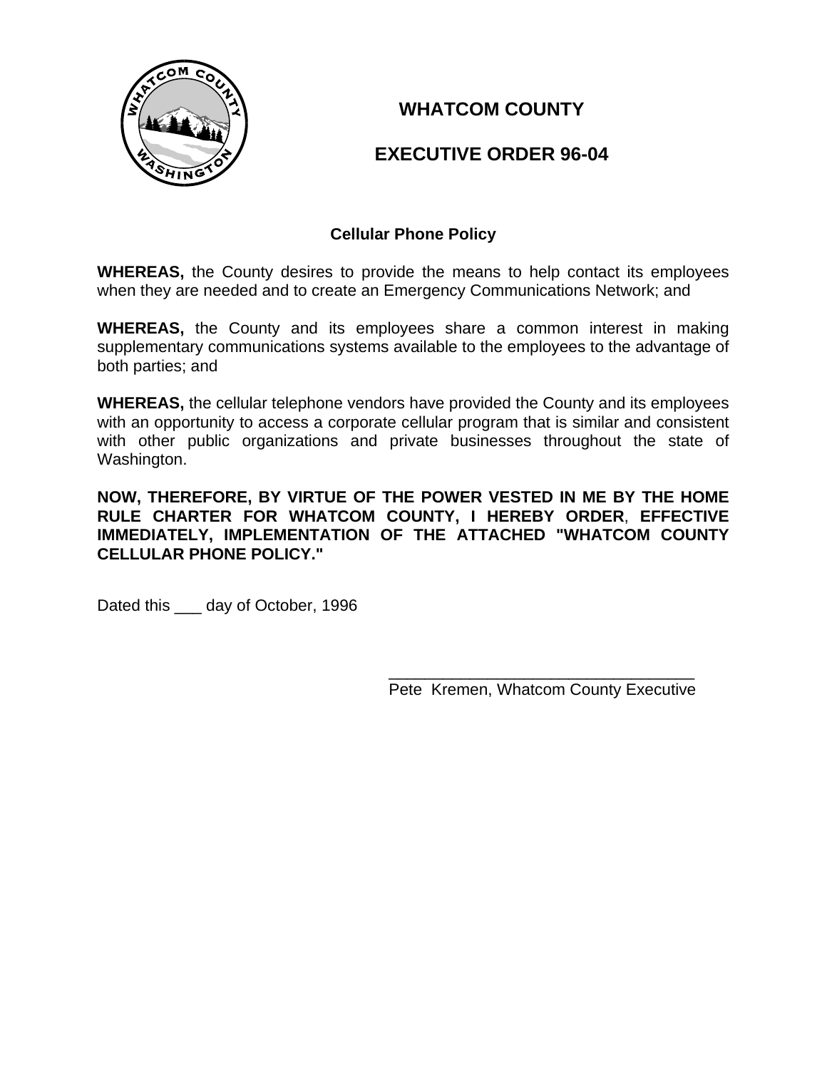# WHATCOM COUNTY

# EXECUTIVE ORDER 96-04

## Cellular Phone Policy

**WHEREAS,** the County desires to provide the means to help contact its employees when they are needed and to create an Emergency Communications Network; and

**WHEREAS,** the County and its employees share a common interest in making supplementary communications systems available to the employees to the advantage of both parties; and

**WHEREAS,** the cellular telephone vendors have provided the County and its employees with an opportunity to access a corporate cellular program that is similar and consistent with other public organizations and private businesses throughout the state of Washington.

**NOW, THEREFORE, BY VIRTUE OF THE POWER VESTED IN ME BY THE HOME RULE CHARTER FOR WHATCOM COUNTY, I HEREBY ORDER, EFFECTIVE IMMEDIATELY, IMPLEMENTATION OF THE ATTACHED "WHATCOM COUNTY CELLULAR PHONE POLICY."**

Dated this ___ day of October, 1996

___________________________________
Pete Kremen, Whatcom County Executive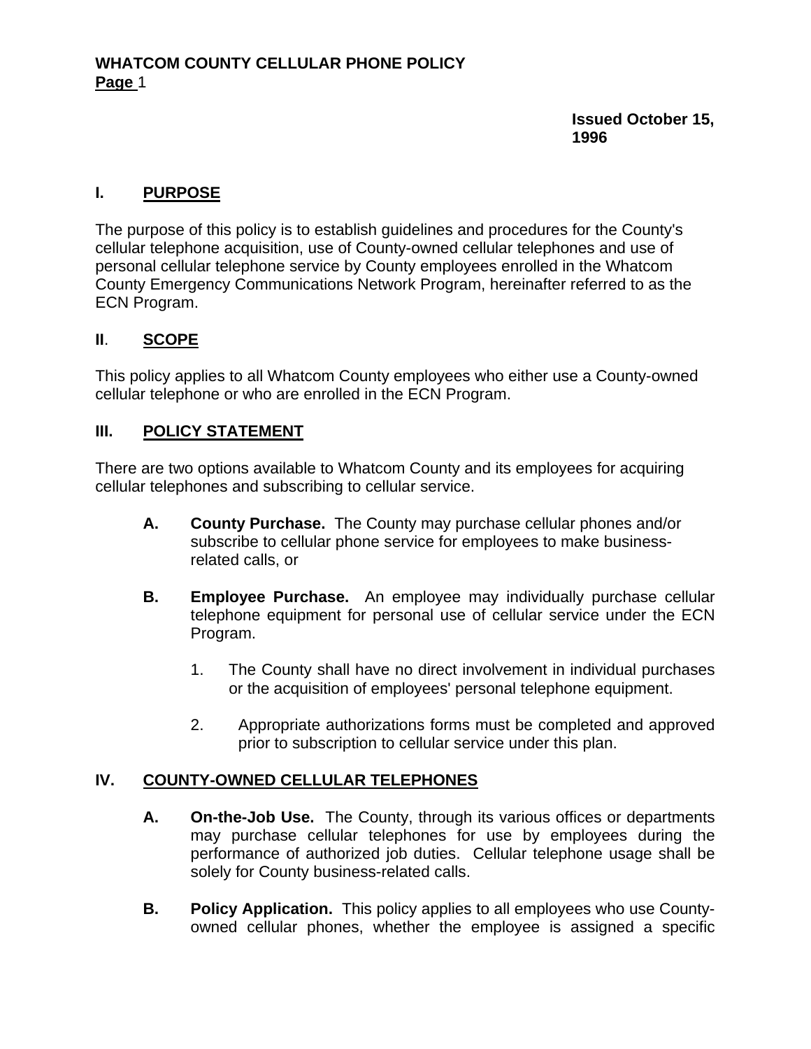**Issued October 15, 1996**

## I. PURPOSE

The purpose of this policy is to establish guidelines and procedures for the County's cellular telephone acquisition, use of County-owned cellular telephones and use of personal cellular telephone service by County employees enrolled in the Whatcom County Emergency Communications Network Program, hereinafter referred to as the ECN Program.

## II. SCOPE

This policy applies to all Whatcom County employees who either use a County-owned cellular telephone or who are enrolled in the ECN Program.

## III. POLICY STATEMENT

There are two options available to Whatcom County and its employees for acquiring cellular telephones and subscribing to cellular service.

- **A. County Purchase.** The County may purchase cellular phones and/or subscribe to cellular phone service for employees to make business-related calls, or

- **B. Employee Purchase.** An employee may individually purchase cellular telephone equipment for personal use of cellular service under the ECN Program.

  1. The County shall have no direct involvement in individual purchases or the acquisition of employees' personal telephone equipment.

  2. Appropriate authorizations forms must be completed and approved prior to subscription to cellular service under this plan.

## IV. COUNTY-OWNED CELLULAR TELEPHONES

- **A. On-the-Job Use.** The County, through its various offices or departments may purchase cellular telephones for use by employees during the performance of authorized job duties. Cellular telephone usage shall be solely for County business-related calls.

- **B. Policy Application.** This policy applies to all employees who use County-owned cellular phones, whether the employee is assigned a specific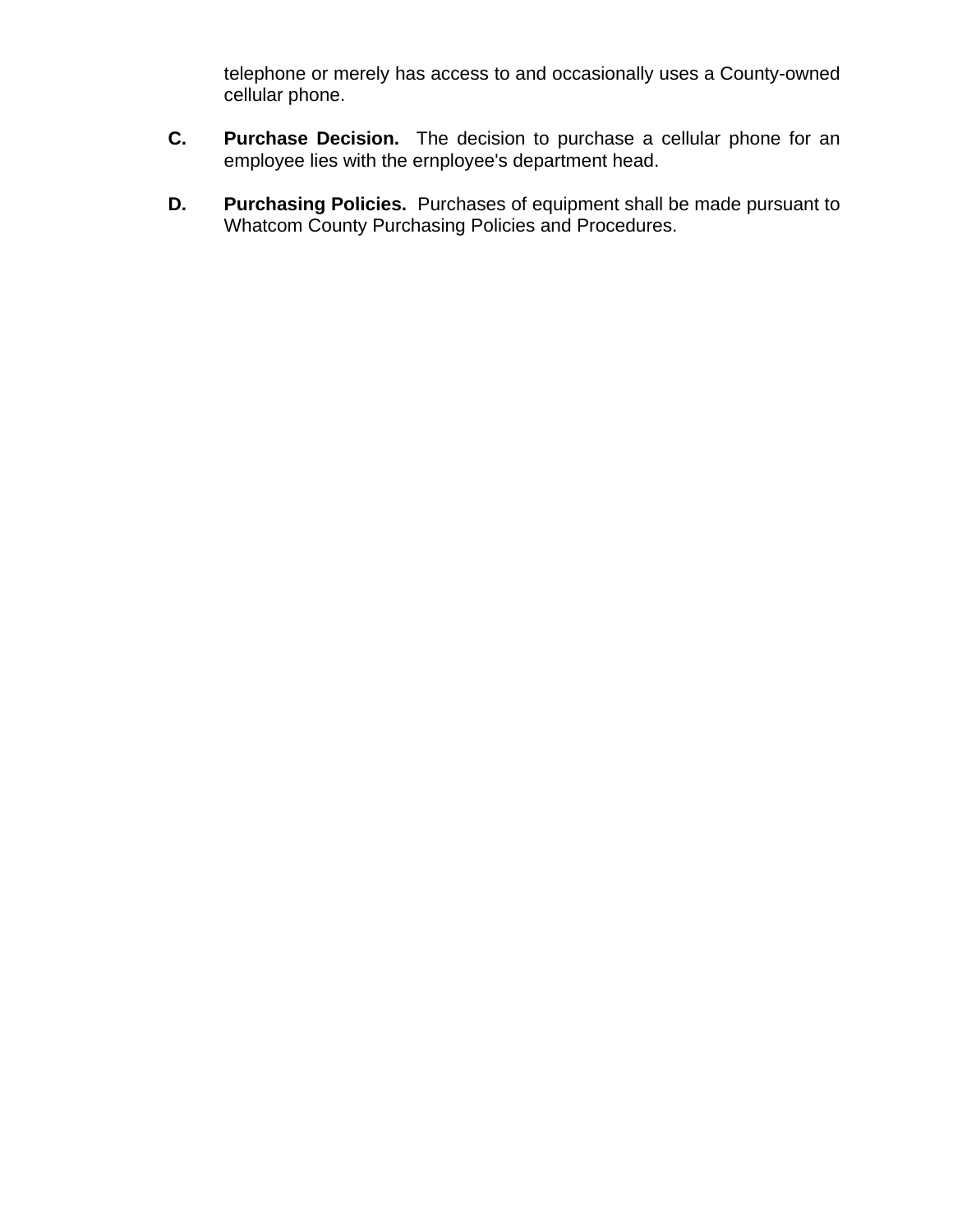telephone or merely has access to and occasionally uses a County-owned cellular phone.

**C. Purchase Decision.** The decision to purchase a cellular phone for an employee lies with the ernployee's department head.

**D. Purchasing Policies.** Purchases of equipment shall be made pursuant to Whatcom County Purchasing Policies and Procedures.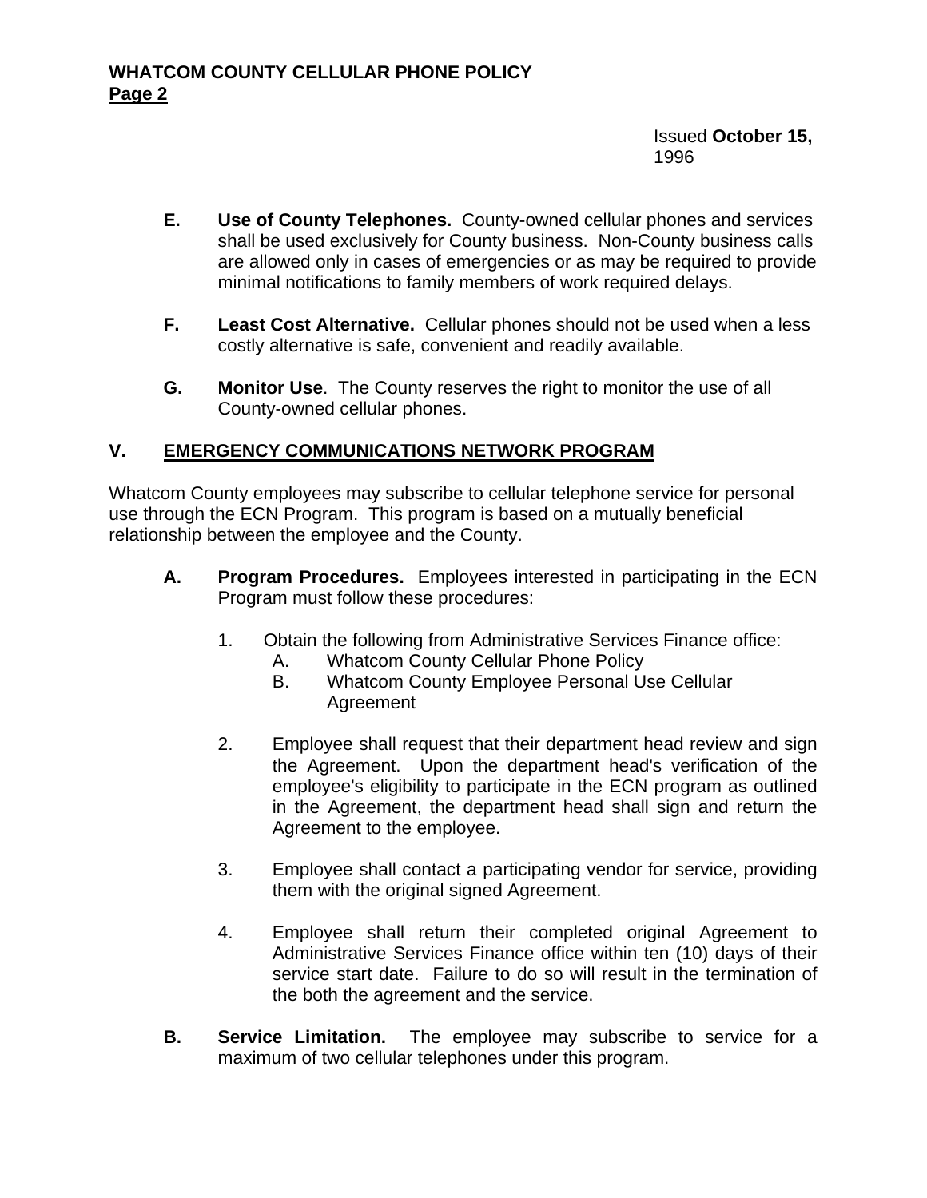Issued **October 15,** 1996

**E.** **Use of County Telephones.** County-owned cellular phones and services shall be used exclusively for County business. Non-County business calls are allowed only in cases of emergencies or as may be required to provide minimal notifications to family members of work required delays.

**F.** **Least Cost Alternative.** Cellular phones should not be used when a less costly alternative is safe, convenient and readily available.

**G.** **Monitor Use**. The County reserves the right to monitor the use of all County-owned cellular phones.

## V. EMERGENCY COMMUNICATIONS NETWORK PROGRAM

Whatcom County employees may subscribe to cellular telephone service for personal use through the ECN Program. This program is based on a mutually beneficial relationship between the employee and the County.

**A.** **Program Procedures.** Employees interested in participating in the ECN Program must follow these procedures:

1. Obtain the following from Administrative Services Finance office:
   - A. Whatcom County Cellular Phone Policy
   - B. Whatcom County Employee Personal Use Cellular Agreement

2. Employee shall request that their department head review and sign the Agreement. Upon the department head's verification of the employee's eligibility to participate in the ECN program as outlined in the Agreement, the department head shall sign and return the Agreement to the employee.

3. Employee shall contact a participating vendor for service, providing them with the original signed Agreement.

4. Employee shall return their completed original Agreement to Administrative Services Finance office within ten (10) days of their service start date. Failure to do so will result in the termination of the both the agreement and the service.

**B.** **Service Limitation.** The employee may subscribe to service for a maximum of two cellular telephones under this program.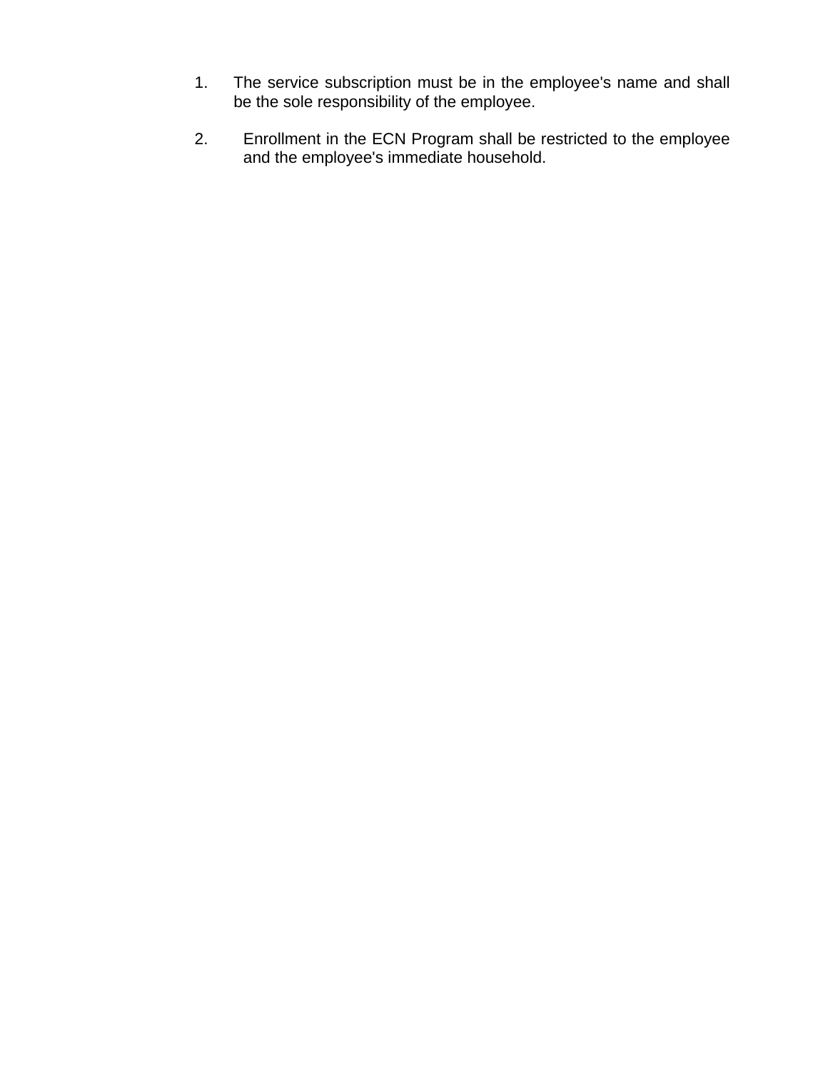1. The service subscription must be in the employee's name and shall be the sole responsibility of the employee.

2. Enrollment in the ECN Program shall be restricted to the employee and the employee's immediate household.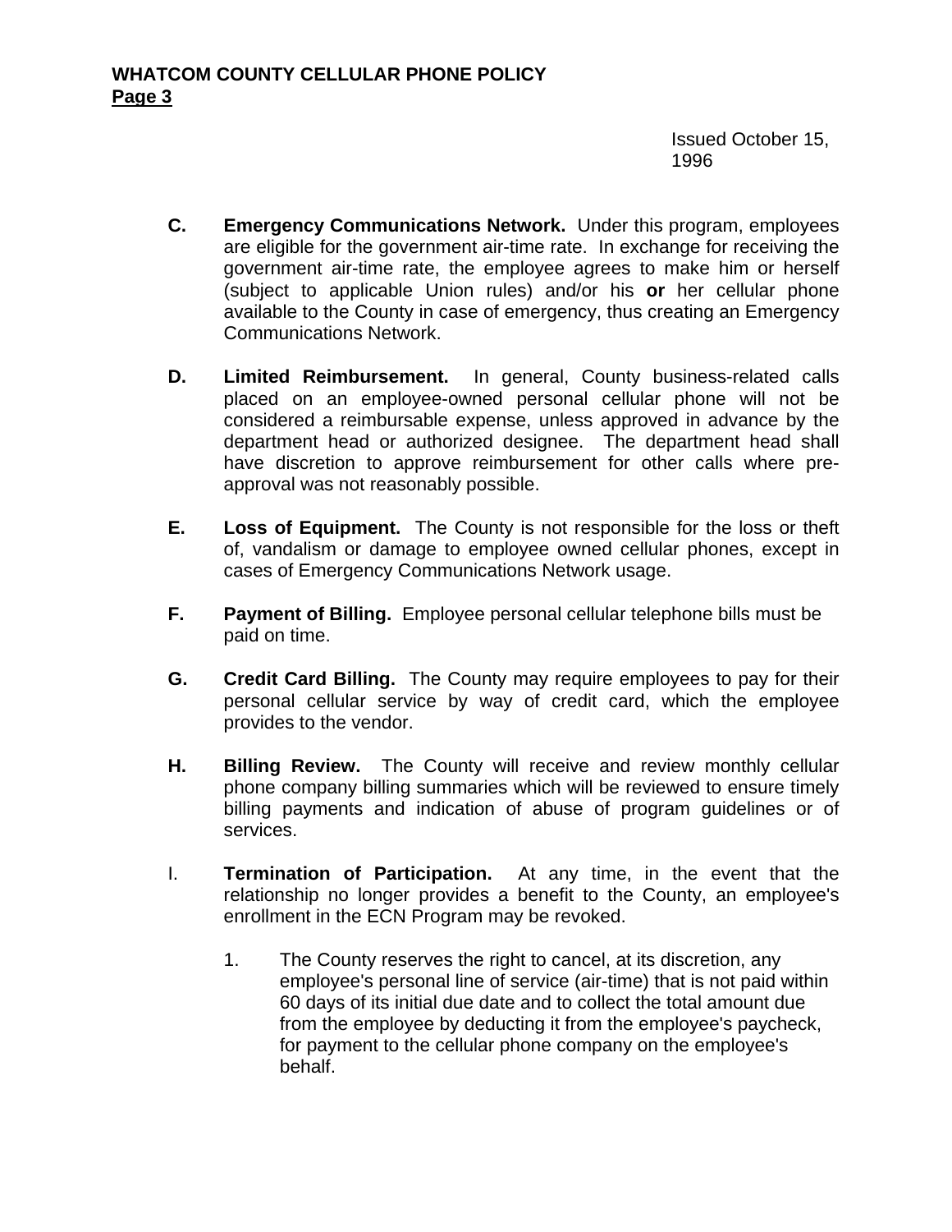Issued October 15, 1996

**C.** **Emergency Communications Network.** Under this program, employees are eligible for the government air-time rate. In exchange for receiving the government air-time rate, the employee agrees to make him or herself (subject to applicable Union rules) and/or his **or** her cellular phone available to the County in case of emergency, thus creating an Emergency Communications Network.

**D.** **Limited Reimbursement.** In general, County business-related calls placed on an employee-owned personal cellular phone will not be considered a reimbursable expense, unless approved in advance by the department head or authorized designee. The department head shall have discretion to approve reimbursement for other calls where pre-approval was not reasonably possible.

**E.** **Loss of Equipment.** The County is not responsible for the loss or theft of, vandalism or damage to employee owned cellular phones, except in cases of Emergency Communications Network usage.

**F.** **Payment of Billing.** Employee personal cellular telephone bills must be paid on time.

**G.** **Credit Card Billing.** The County may require employees to pay for their personal cellular service by way of credit card, which the employee provides to the vendor.

**H.** **Billing Review.** The County will receive and review monthly cellular phone company billing summaries which will be reviewed to ensure timely billing payments and indication of abuse of program guidelines or of services.

I. **Termination of Participation.** At any time, in the event that the relationship no longer provides a benefit to the County, an employee's enrollment in the ECN Program may be revoked.

1. The County reserves the right to cancel, at its discretion, any employee's personal line of service (air-time) that is not paid within 60 days of its initial due date and to collect the total amount due from the employee by deducting it from the employee's paycheck, for payment to the cellular phone company on the employee's behalf.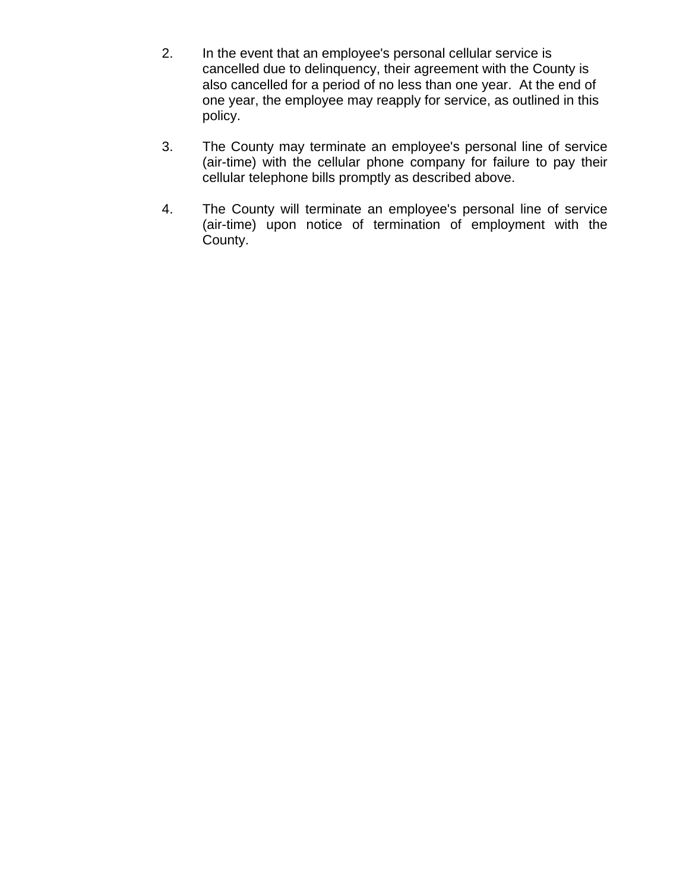2. In the event that an employee's personal cellular service is cancelled due to delinquency, their agreement with the County is also cancelled for a period of no less than one year. At the end of one year, the employee may reapply for service, as outlined in this policy.

3. The County may terminate an employee's personal line of service (air-time) with the cellular phone company for failure to pay their cellular telephone bills promptly as described above.

4. The County will terminate an employee's personal line of service (air-time) upon notice of termination of employment with the County.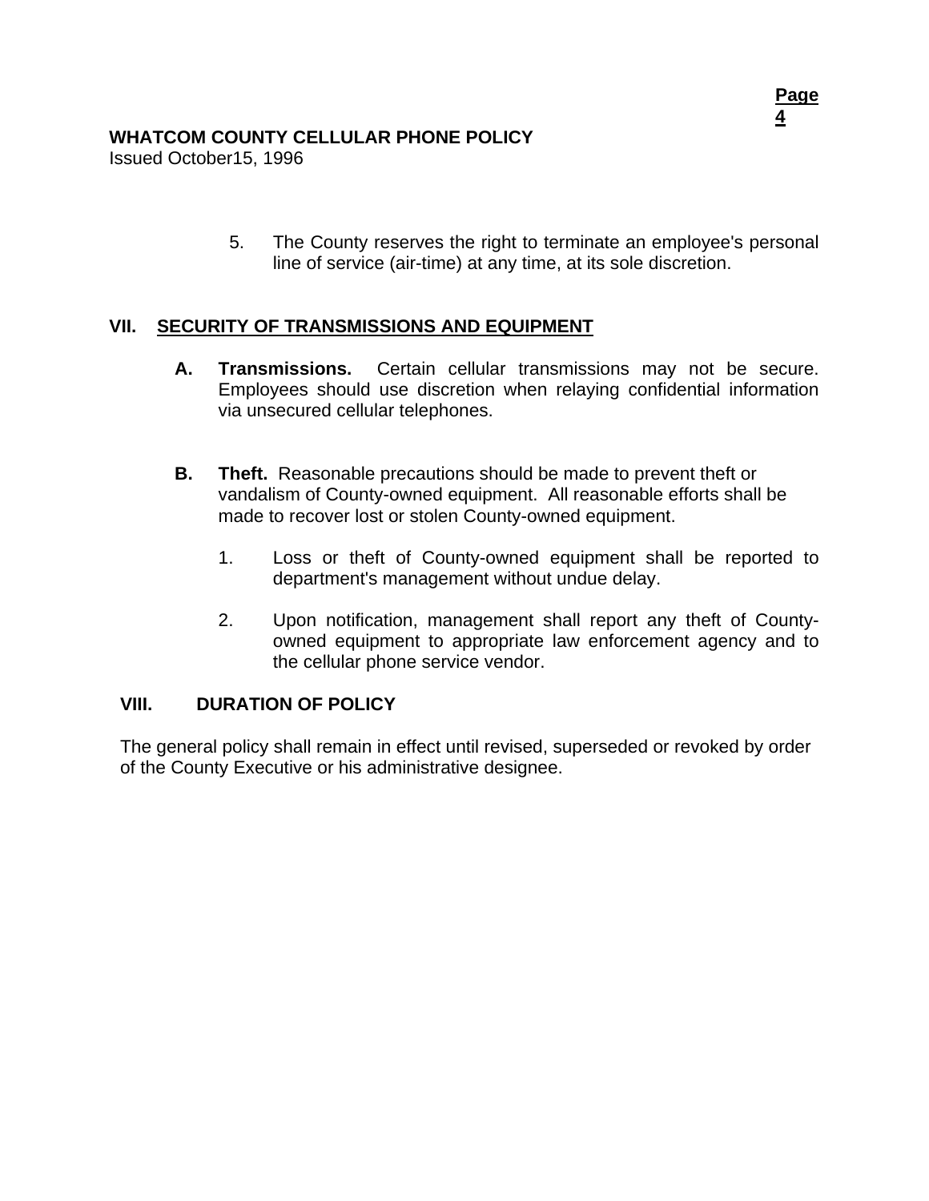5. The County reserves the right to terminate an employee's personal line of service (air-time) at any time, at its sole discretion.

## VII. SECURITY OF TRANSMISSIONS AND EQUIPMENT

**A. Transmissions.** Certain cellular transmissions may not be secure. Employees should use discretion when relaying confidential information via unsecured cellular telephones.

**B. Theft.** Reasonable precautions should be made to prevent theft or vandalism of County-owned equipment. All reasonable efforts shall be made to recover lost or stolen County-owned equipment.

1. Loss or theft of County-owned equipment shall be reported to department's management without undue delay.

2. Upon notification, management shall report any theft of County-owned equipment to appropriate law enforcement agency and to the cellular phone service vendor.

## VIII. DURATION OF POLICY

The general policy shall remain in effect until revised, superseded or revoked by order of the County Executive or his administrative designee.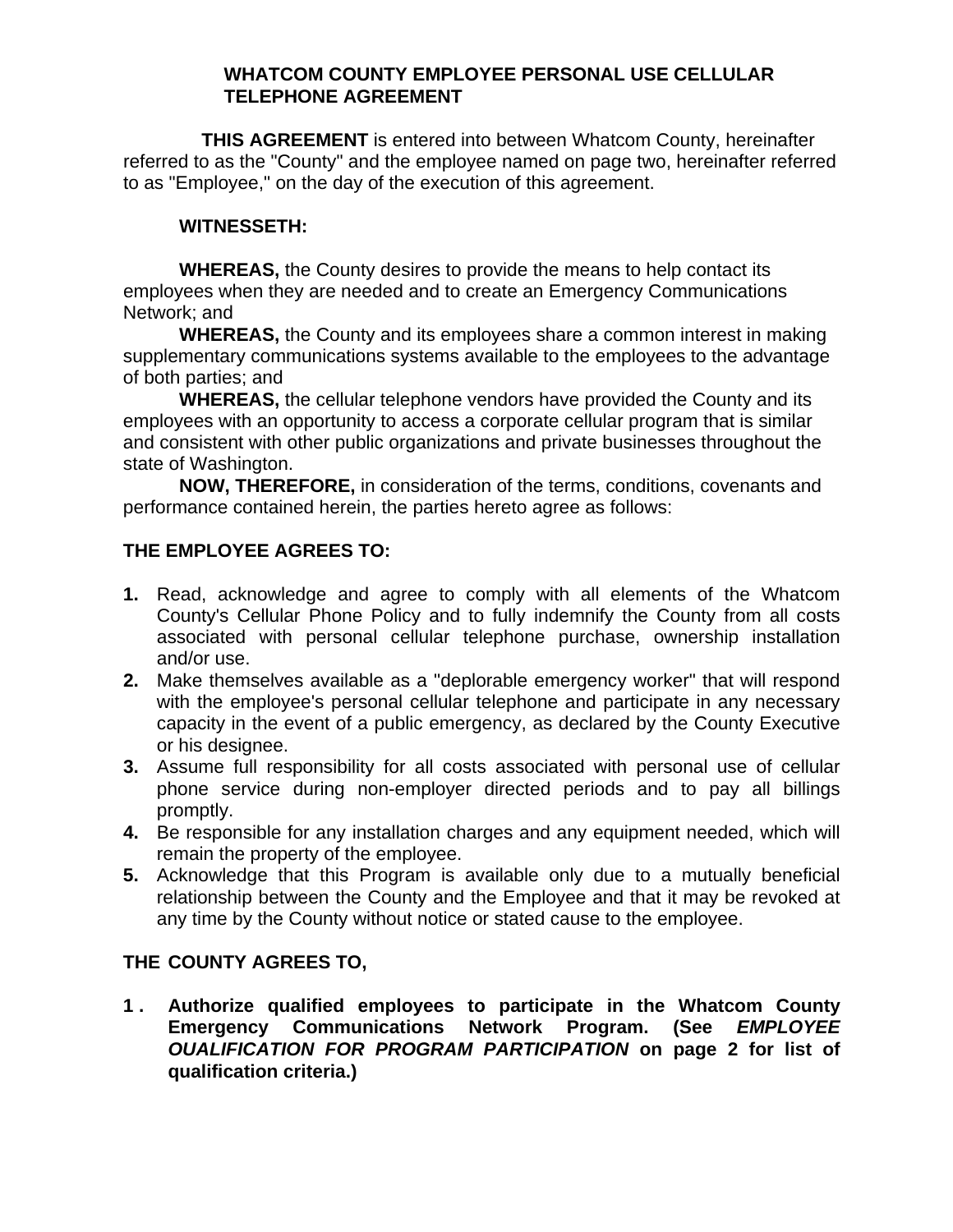# WHATCOM COUNTY EMPLOYEE PERSONAL USE CELLULAR TELEPHONE AGREEMENT

**THIS AGREEMENT** is entered into between Whatcom County, hereinafter referred to as the "County" and the employee named on page two, hereinafter referred to as "Employee," on the day of the execution of this agreement.

**WITNESSETH:**

**WHEREAS,** the County desires to provide the means to help contact its employees when they are needed and to create an Emergency Communications Network; and

**WHEREAS,** the County and its employees share a common interest in making supplementary communications systems available to the employees to the advantage of both parties; and

**WHEREAS,** the cellular telephone vendors have provided the County and its employees with an opportunity to access a corporate cellular program that is similar and consistent with other public organizations and private businesses throughout the state of Washington.

**NOW, THEREFORE,** in consideration of the terms, conditions, covenants and performance contained herein, the parties hereto agree as follows:

## THE EMPLOYEE AGREES TO:

1. Read, acknowledge and agree to comply with all elements of the Whatcom County's Cellular Phone Policy and to fully indemnify the County from all costs associated with personal cellular telephone purchase, ownership installation and/or use.
2. Make themselves available as a "deplorable emergency worker" that will respond with the employee's personal cellular telephone and participate in any necessary capacity in the event of a public emergency, as declared by the County Executive or his designee.
3. Assume full responsibility for all costs associated with personal use of cellular phone service during non-employer directed periods and to pay all billings promptly.
4. Be responsible for any installation charges and any equipment needed, which will remain the property of the employee.
5. Acknowledge that this Program is available only due to a mutually beneficial relationship between the County and the Employee and that it may be revoked at any time by the County without notice or stated cause to the employee.

## THE COUNTY AGREES TO,

1. **Authorize qualified employees to participate in the Whatcom County Emergency Communications Network Program. (See *EMPLOYEE OUALIFICATION FOR PROGRAM PARTICIPATION* on page 2 for list of qualification criteria.)**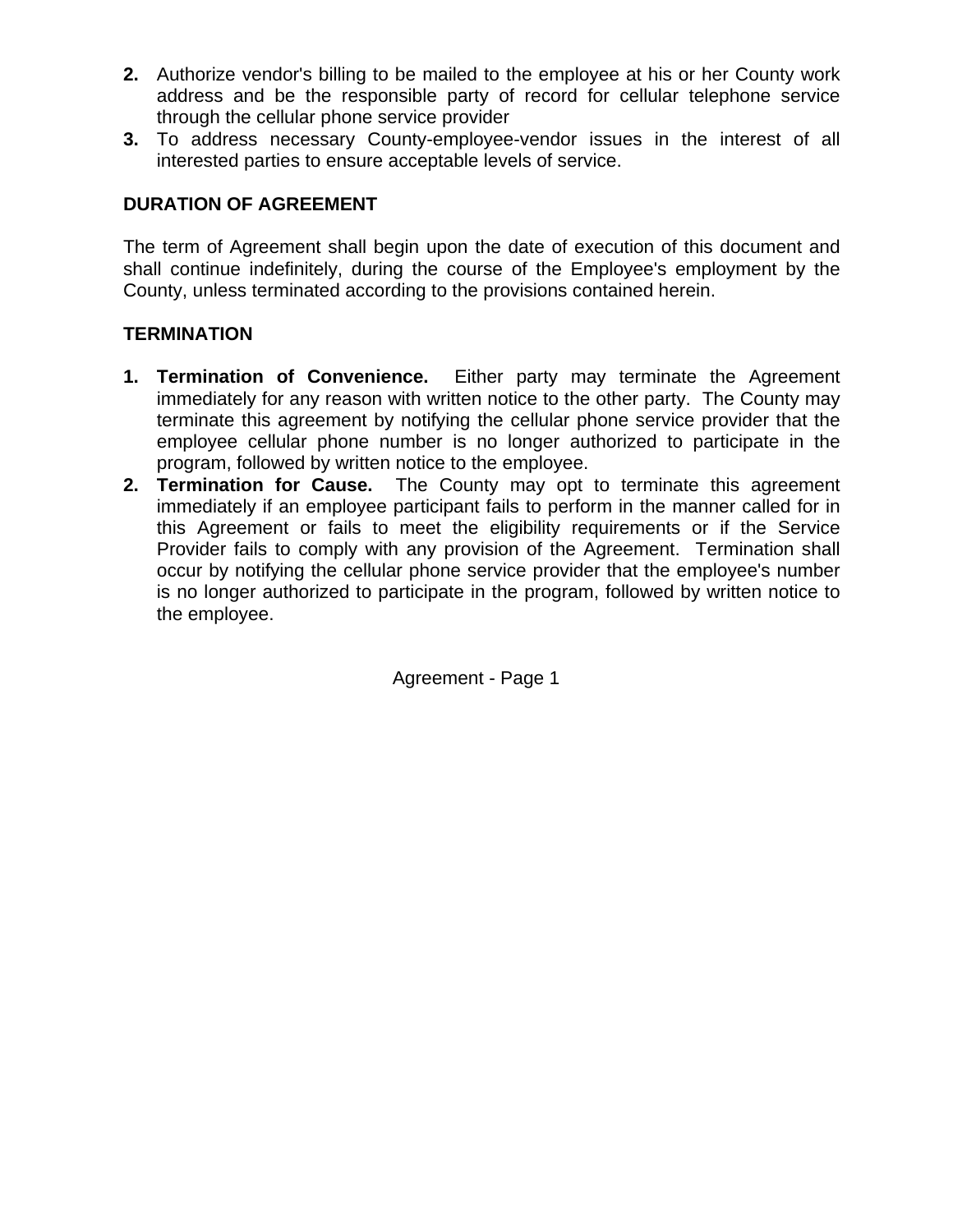2. Authorize vendor's billing to be mailed to the employee at his or her County work address and be the responsible party of record for cellular telephone service through the cellular phone service provider
3. To address necessary County-employee-vendor issues in the interest of all interested parties to ensure acceptable levels of service.

**DURATION OF AGREEMENT**

The term of Agreement shall begin upon the date of execution of this document and shall continue indefinitely, during the course of the Employee's employment by the County, unless terminated according to the provisions contained herein.

**TERMINATION**

1. **Termination of Convenience.** Either party may terminate the Agreement immediately for any reason with written notice to the other party. The County may terminate this agreement by notifying the cellular phone service provider that the employee cellular phone number is no longer authorized to participate in the program, followed by written notice to the employee.
2. **Termination for Cause.** The County may opt to terminate this agreement immediately if an employee participant fails to perform in the manner called for in this Agreement or fails to meet the eligibility requirements or if the Service Provider fails to comply with any provision of the Agreement. Termination shall occur by notifying the cellular phone service provider that the employee's number is no longer authorized to participate in the program, followed by written notice to the employee.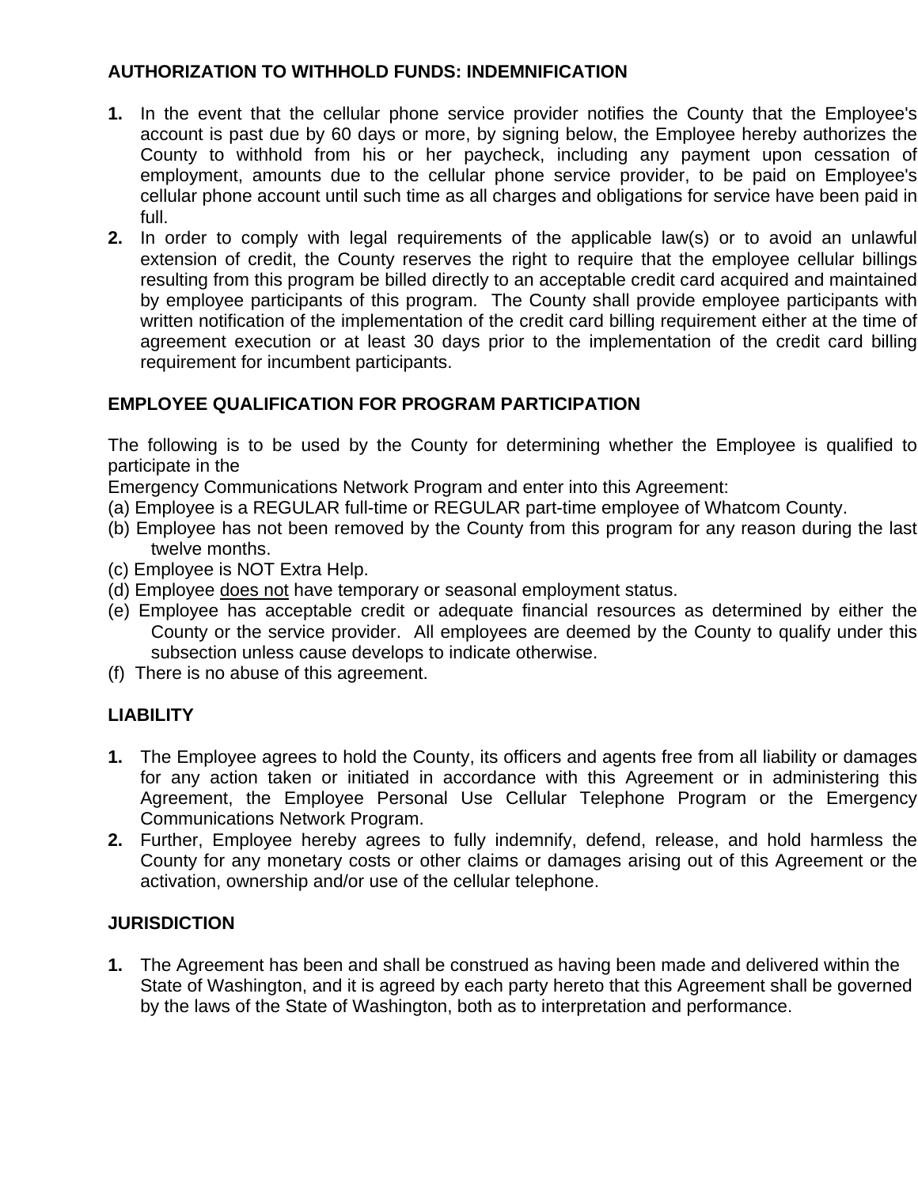**AUTHORIZATION TO WITHHOLD FUNDS: INDEMNIFICATION**

1. In the event that the cellular phone service provider notifies the County that the Employee's account is past due by 60 days or more, by signing below, the Employee hereby authorizes the County to withhold from his or her paycheck, including any payment upon cessation of employment, amounts due to the cellular phone service provider, to be paid on Employee's cellular phone account until such time as all charges and obligations for service have been paid in full.
2. In order to comply with legal requirements of the applicable law(s) or to avoid an unlawful extension of credit, the County reserves the right to require that the employee cellular billings resulting from this program be billed directly to an acceptable credit card acquired and maintained by employee participants of this program. The County shall provide employee participants with written notification of the implementation of the credit card billing requirement either at the time of agreement execution or at least 30 days prior to the implementation of the credit card billing requirement for incumbent participants.

**EMPLOYEE QUALIFICATION FOR PROGRAM PARTICIPATION**

The following is to be used by the County for determining whether the Employee is qualified to participate in the
Emergency Communications Network Program and enter into this Agreement:

(a) Employee is a REGULAR full-time or REGULAR part-time employee of Whatcom County.
(b) Employee has not been removed by the County from this program for any reason during the last twelve months.
(c) Employee is NOT Extra Help.
(d) Employee <u>does not</u> have temporary or seasonal employment status.
(e) Employee has acceptable credit or adequate financial resources as determined by either the County or the service provider. All employees are deemed by the County to qualify under this subsection unless cause develops to indicate otherwise.
(f) There is no abuse of this agreement.

**LIABILITY**

1. The Employee agrees to hold the County, its officers and agents free from all liability or damages for any action taken or initiated in accordance with this Agreement or in administering this Agreement, the Employee Personal Use Cellular Telephone Program or the Emergency Communications Network Program.
2. Further, Employee hereby agrees to fully indemnify, defend, release, and hold harmless the County for any monetary costs or other claims or damages arising out of this Agreement or the activation, ownership and/or use of the cellular telephone.

**JURISDICTION**

1. The Agreement has been and shall be construed as having been made and delivered within the State of Washington, and it is agreed by each party hereto that this Agreement shall be governed by the laws of the State of Washington, both as to interpretation and performance.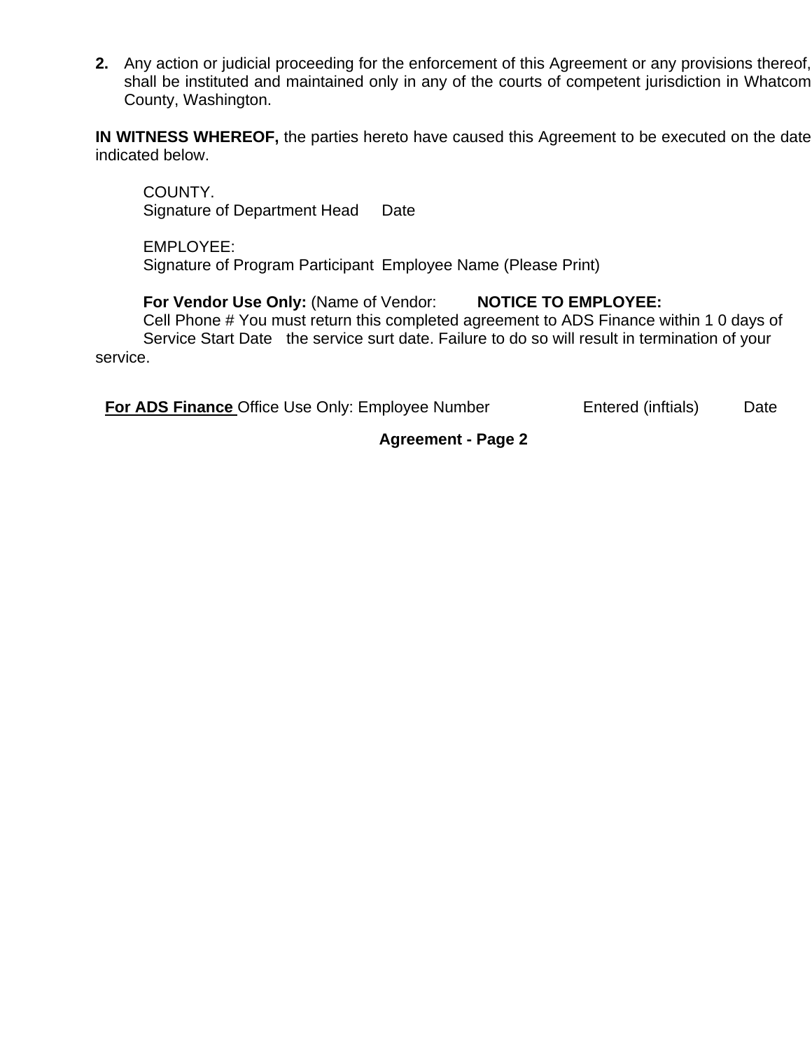2. Any action or judicial proceeding for the enforcement of this Agreement or any provisions thereof, shall be instituted and maintained only in any of the courts of competent jurisdiction in Whatcom County, Washington.

**IN WITNESS WHEREOF,** the parties hereto have caused this Agreement to be executed on the date indicated below.

COUNTY.
Signature of Department Head Date

EMPLOYEE:
Signature of Program Participant Employee Name (Please Print)

**For Vendor Use Only:** (Name of Vendor: **NOTICE TO EMPLOYEE:**
Cell Phone # You must return this completed agreement to ADS Finance within 1 0 days of
Service Start Date the service surt date. Failure to do so will result in termination of your service.

**For ADS Finance** Office Use Only: Employee Number Entered (inftials) Date

**Agreement - Page 2**